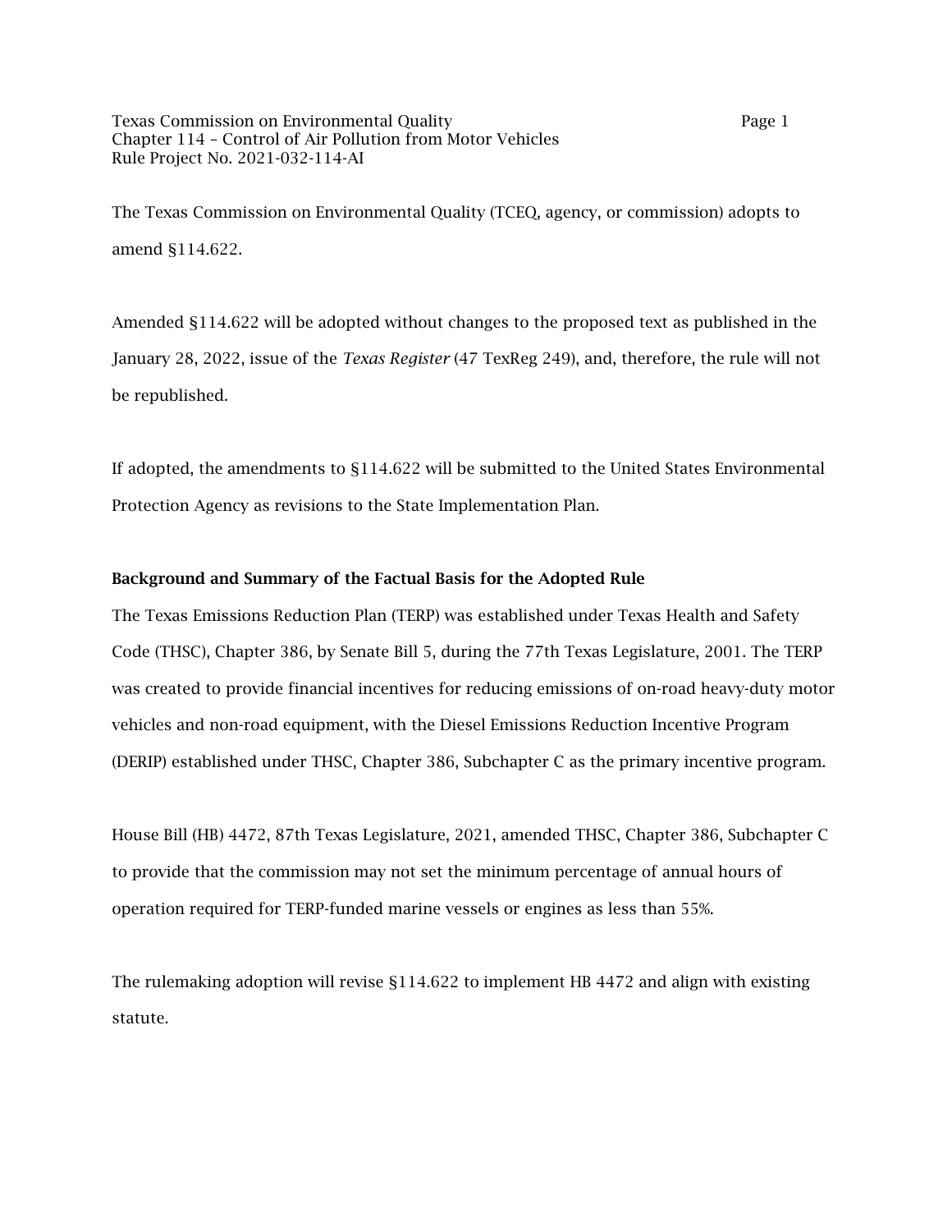The Texas Commission on Environmental Quality (TCEQ, agency, or commission) adopts to amend §114.622.

Amended §114.622 will be adopted without changes to the proposed text as published in the January 28, 2022, issue of the *Texas Register* (47 TexReg 249), and, therefore, the rule will not be republished.

If adopted, the amendments to §114.622 will be submitted to the United States Environmental Protection Agency as revisions to the State Implementation Plan.

**Background and Summary of the Factual Basis for the Adopted Rule**

The Texas Emissions Reduction Plan (TERP) was established under Texas Health and Safety Code (THSC), Chapter 386, by Senate Bill 5, during the 77th Texas Legislature, 2001. The TERP was created to provide financial incentives for reducing emissions of on-road heavy-duty motor vehicles and non-road equipment, with the Diesel Emissions Reduction Incentive Program (DERIP) established under THSC, Chapter 386, Subchapter C as the primary incentive program.

House Bill (HB) 4472, 87th Texas Legislature, 2021, amended THSC, Chapter 386, Subchapter C to provide that the commission may not set the minimum percentage of annual hours of operation required for TERP-funded marine vessels or engines as less than 55%.

The rulemaking adoption will revise §114.622 to implement HB 4472 and align with existing statute.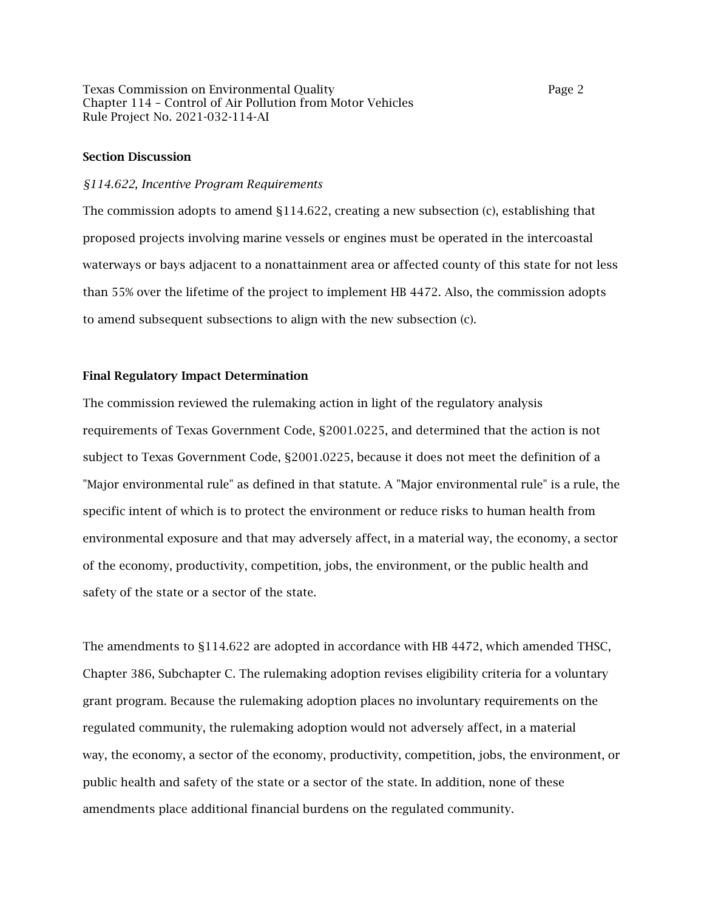## Section Discussion

*§114.622, Incentive Program Requirements*

The commission adopts to amend §114.622, creating a new subsection (c), establishing that proposed projects involving marine vessels or engines must be operated in the intercoastal waterways or bays adjacent to a nonattainment area or affected county of this state for not less than 55% over the lifetime of the project to implement HB 4472. Also, the commission adopts to amend subsequent subsections to align with the new subsection (c).

## Final Regulatory Impact Determination

The commission reviewed the rulemaking action in light of the regulatory analysis requirements of Texas Government Code, §2001.0225, and determined that the action is not subject to Texas Government Code, §2001.0225, because it does not meet the definition of a "Major environmental rule" as defined in that statute. A "Major environmental rule" is a rule, the specific intent of which is to protect the environment or reduce risks to human health from environmental exposure and that may adversely affect, in a material way, the economy, a sector of the economy, productivity, competition, jobs, the environment, or the public health and safety of the state or a sector of the state.

The amendments to §114.622 are adopted in accordance with HB 4472, which amended THSC, Chapter 386, Subchapter C. The rulemaking adoption revises eligibility criteria for a voluntary grant program. Because the rulemaking adoption places no involuntary requirements on the regulated community, the rulemaking adoption would not adversely affect, in a material way, the economy, a sector of the economy, productivity, competition, jobs, the environment, or public health and safety of the state or a sector of the state. In addition, none of these amendments place additional financial burdens on the regulated community.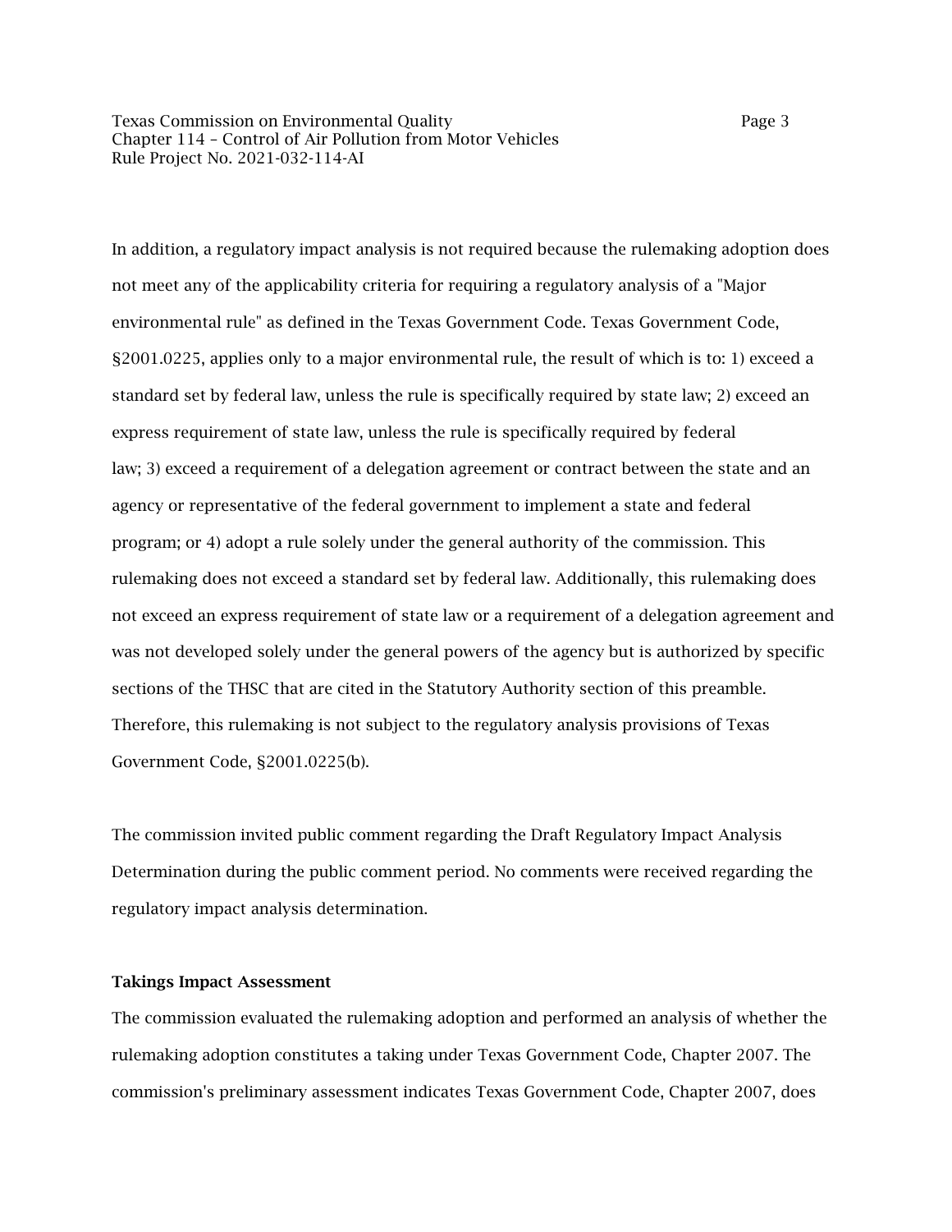In addition, a regulatory impact analysis is not required because the rulemaking adoption does not meet any of the applicability criteria for requiring a regulatory analysis of a "Major environmental rule" as defined in the Texas Government Code. Texas Government Code, §2001.0225, applies only to a major environmental rule, the result of which is to: 1) exceed a standard set by federal law, unless the rule is specifically required by state law; 2) exceed an express requirement of state law, unless the rule is specifically required by federal law; 3) exceed a requirement of a delegation agreement or contract between the state and an agency or representative of the federal government to implement a state and federal program; or 4) adopt a rule solely under the general authority of the commission. This rulemaking does not exceed a standard set by federal law. Additionally, this rulemaking does not exceed an express requirement of state law or a requirement of a delegation agreement and was not developed solely under the general powers of the agency but is authorized by specific sections of the THSC that are cited in the Statutory Authority section of this preamble. Therefore, this rulemaking is not subject to the regulatory analysis provisions of Texas Government Code, §2001.0225(b).

The commission invited public comment regarding the Draft Regulatory Impact Analysis Determination during the public comment period. No comments were received regarding the regulatory impact analysis determination.

**Takings Impact Assessment**

The commission evaluated the rulemaking adoption and performed an analysis of whether the rulemaking adoption constitutes a taking under Texas Government Code, Chapter 2007. The commission's preliminary assessment indicates Texas Government Code, Chapter 2007, does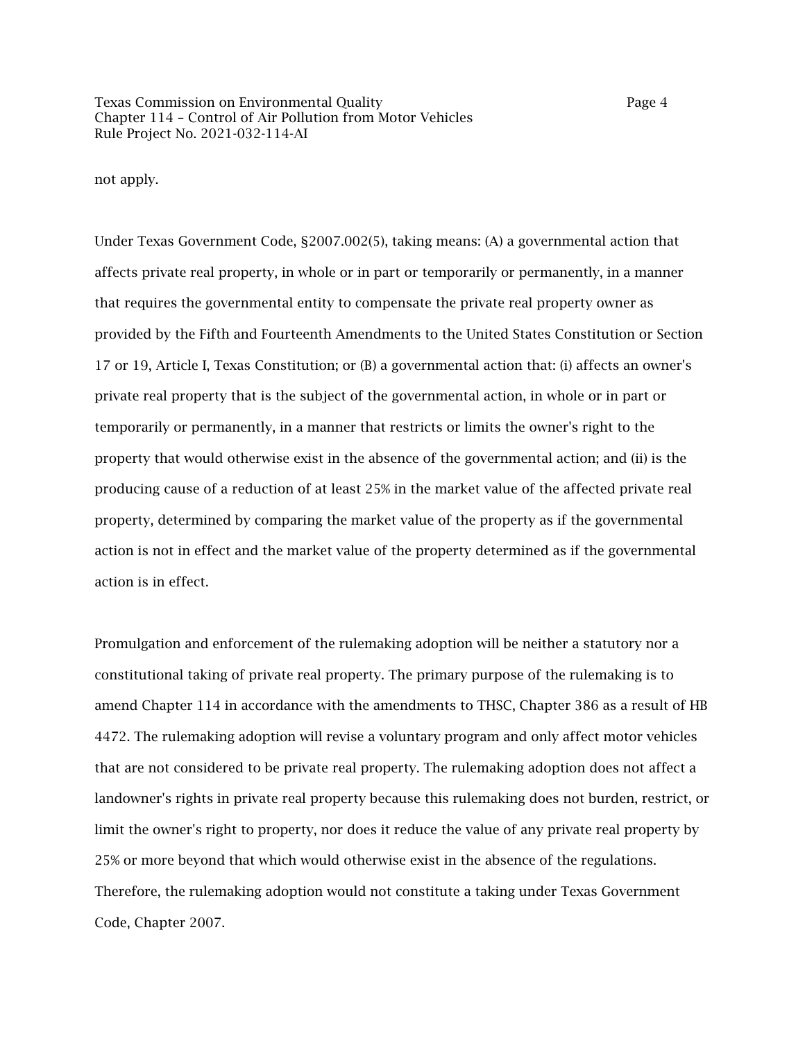not apply.

Under Texas Government Code, §2007.002(5), taking means: (A) a governmental action that affects private real property, in whole or in part or temporarily or permanently, in a manner that requires the governmental entity to compensate the private real property owner as provided by the Fifth and Fourteenth Amendments to the United States Constitution or Section 17 or 19, Article I, Texas Constitution; or (B) a governmental action that: (i) affects an owner's private real property that is the subject of the governmental action, in whole or in part or temporarily or permanently, in a manner that restricts or limits the owner's right to the property that would otherwise exist in the absence of the governmental action; and (ii) is the producing cause of a reduction of at least 25% in the market value of the affected private real property, determined by comparing the market value of the property as if the governmental action is not in effect and the market value of the property determined as if the governmental action is in effect.

Promulgation and enforcement of the rulemaking adoption will be neither a statutory nor a constitutional taking of private real property. The primary purpose of the rulemaking is to amend Chapter 114 in accordance with the amendments to THSC, Chapter 386 as a result of HB 4472. The rulemaking adoption will revise a voluntary program and only affect motor vehicles that are not considered to be private real property. The rulemaking adoption does not affect a landowner's rights in private real property because this rulemaking does not burden, restrict, or limit the owner's right to property, nor does it reduce the value of any private real property by 25% or more beyond that which would otherwise exist in the absence of the regulations. Therefore, the rulemaking adoption would not constitute a taking under Texas Government Code, Chapter 2007.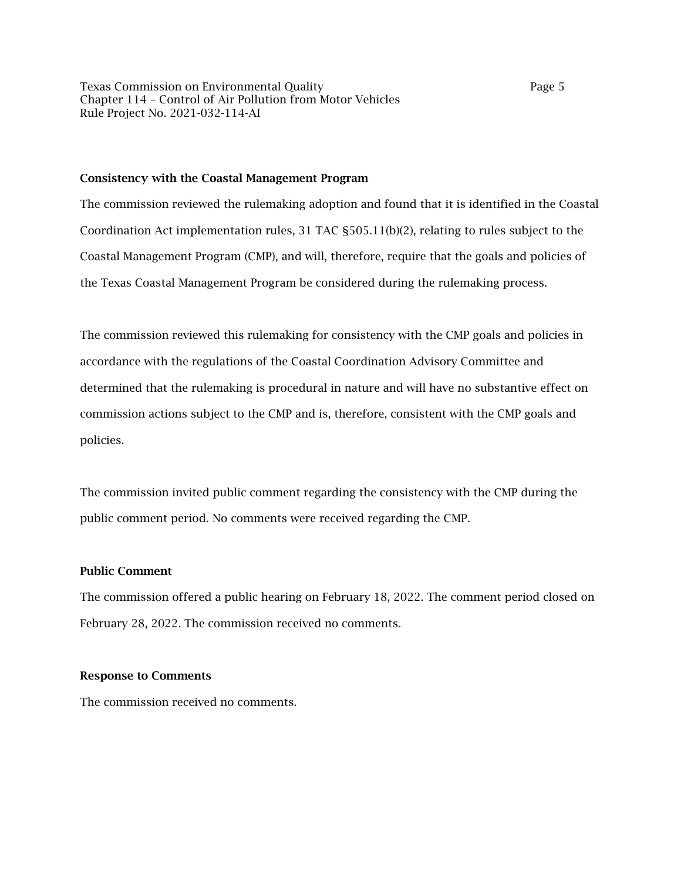**Consistency with the Coastal Management Program**

The commission reviewed the rulemaking adoption and found that it is identified in the Coastal Coordination Act implementation rules, 31 TAC §505.11(b)(2), relating to rules subject to the Coastal Management Program (CMP), and will, therefore, require that the goals and policies of the Texas Coastal Management Program be considered during the rulemaking process.

The commission reviewed this rulemaking for consistency with the CMP goals and policies in accordance with the regulations of the Coastal Coordination Advisory Committee and determined that the rulemaking is procedural in nature and will have no substantive effect on commission actions subject to the CMP and is, therefore, consistent with the CMP goals and policies.

The commission invited public comment regarding the consistency with the CMP during the public comment period. No comments were received regarding the CMP.

**Public Comment**

The commission offered a public hearing on February 18, 2022. The comment period closed on February 28, 2022. The commission received no comments.

**Response to Comments**

The commission received no comments.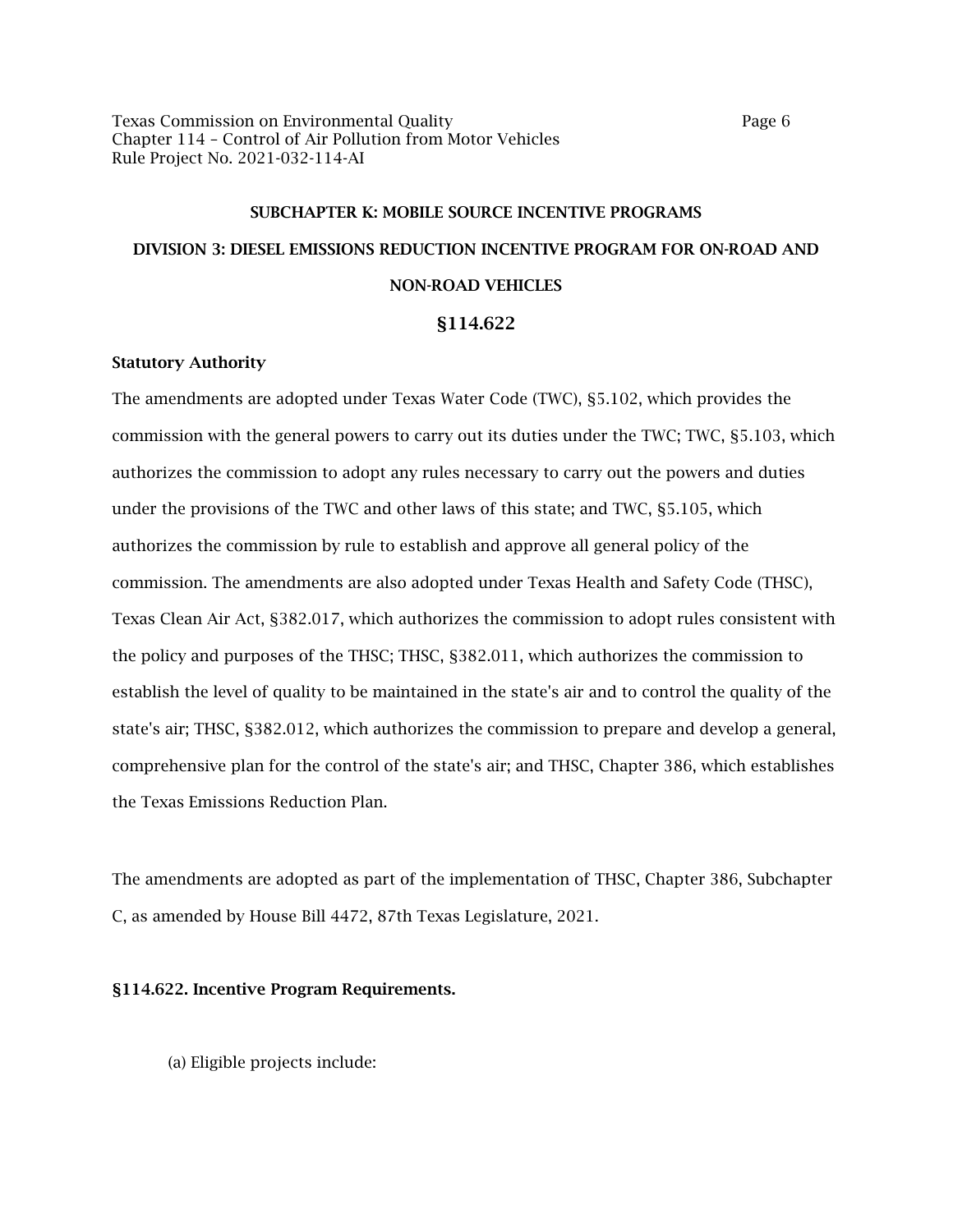## SUBCHAPTER K: MOBILE SOURCE INCENTIVE PROGRAMS

## DIVISION 3: DIESEL EMISSIONS REDUCTION INCENTIVE PROGRAM FOR ON-ROAD AND NON-ROAD VEHICLES

## §114.622

**Statutory Authority**

The amendments are adopted under Texas Water Code (TWC), §5.102, which provides the commission with the general powers to carry out its duties under the TWC; TWC, §5.103, which authorizes the commission to adopt any rules necessary to carry out the powers and duties under the provisions of the TWC and other laws of this state; and TWC, §5.105, which authorizes the commission by rule to establish and approve all general policy of the commission. The amendments are also adopted under Texas Health and Safety Code (THSC), Texas Clean Air Act, §382.017, which authorizes the commission to adopt rules consistent with the policy and purposes of the THSC; THSC, §382.011, which authorizes the commission to establish the level of quality to be maintained in the state's air and to control the quality of the state's air; THSC, §382.012, which authorizes the commission to prepare and develop a general, comprehensive plan for the control of the state's air; and THSC, Chapter 386, which establishes the Texas Emissions Reduction Plan.

The amendments are adopted as part of the implementation of THSC, Chapter 386, Subchapter C, as amended by House Bill 4472, 87th Texas Legislature, 2021.

**§114.622. Incentive Program Requirements.**

(a) Eligible projects include: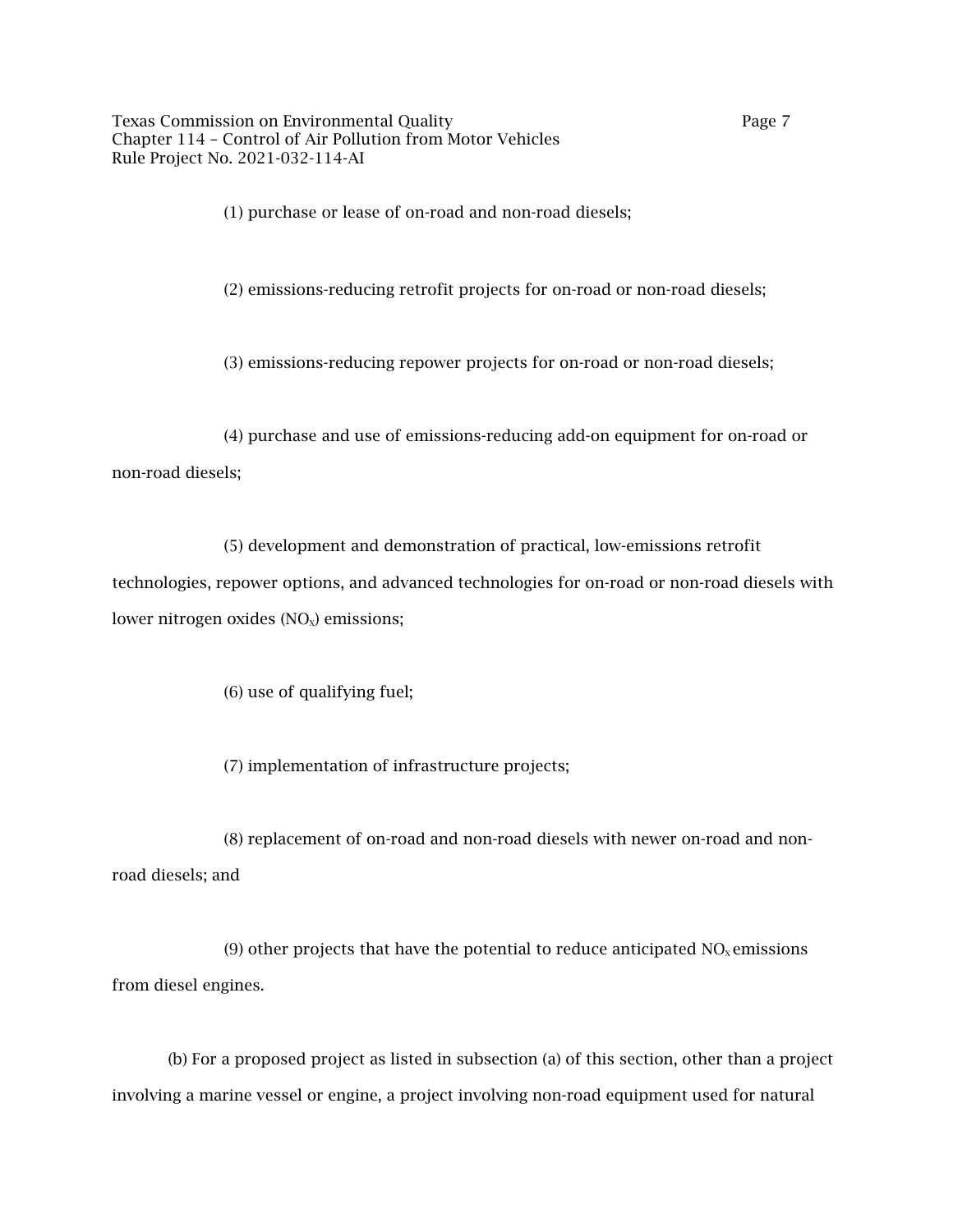(1) purchase or lease of on-road and non-road diesels;

(2) emissions-reducing retrofit projects for on-road or non-road diesels;

(3) emissions-reducing repower projects for on-road or non-road diesels;

(4) purchase and use of emissions-reducing add-on equipment for on-road or non-road diesels;

(5) development and demonstration of practical, low-emissions retrofit technologies, repower options, and advanced technologies for on-road or non-road diesels with lower nitrogen oxides ($NO_x$) emissions;

(6) use of qualifying fuel;

(7) implementation of infrastructure projects;

(8) replacement of on-road and non-road diesels with newer on-road and non-road diesels; and

(9) other projects that have the potential to reduce anticipated $NO_x$ emissions from diesel engines.

(b) For a proposed project as listed in subsection (a) of this section, other than a project involving a marine vessel or engine, a project involving non-road equipment used for natural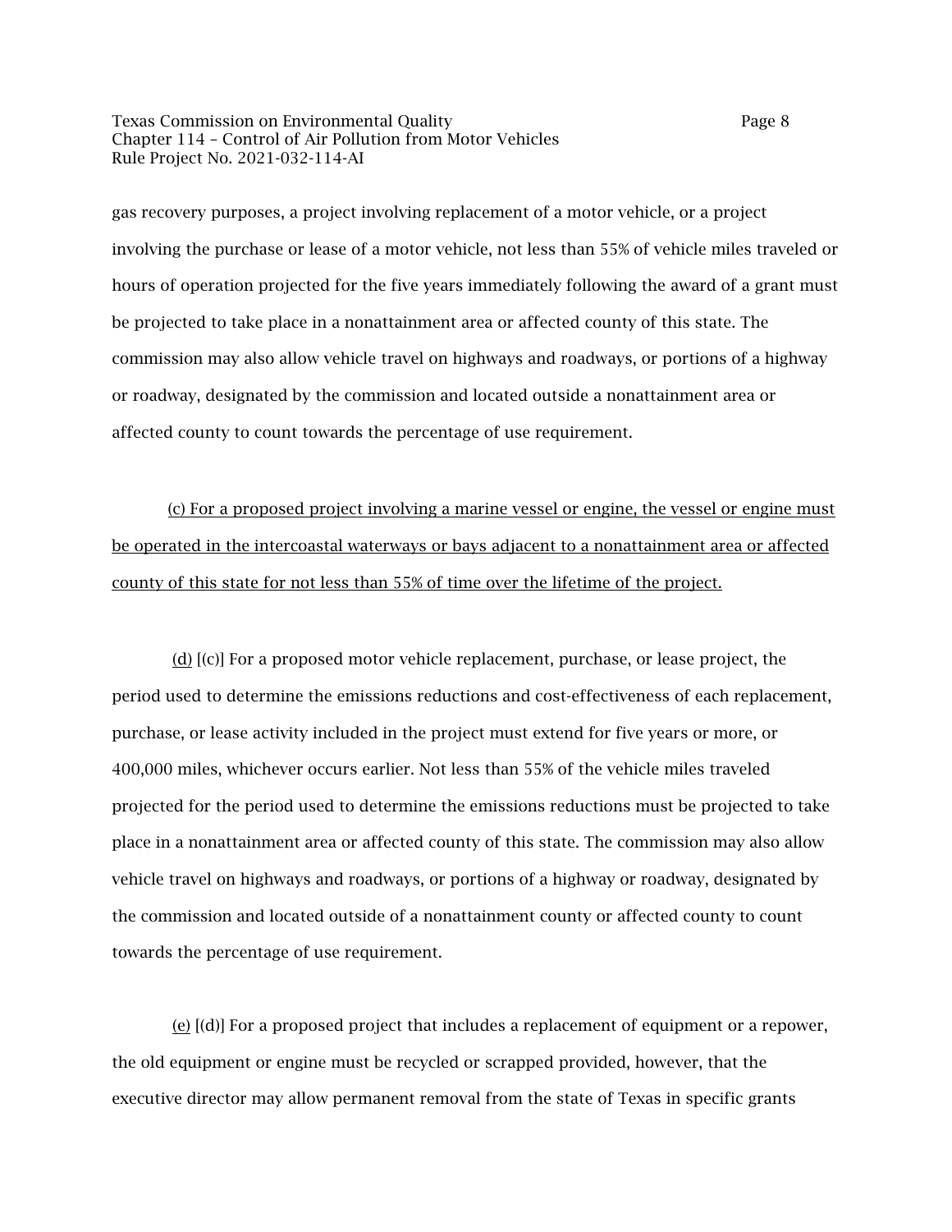gas recovery purposes, a project involving replacement of a motor vehicle, or a project involving the purchase or lease of a motor vehicle, not less than 55% of vehicle miles traveled or hours of operation projected for the five years immediately following the award of a grant must be projected to take place in a nonattainment area or affected county of this state. The commission may also allow vehicle travel on highways and roadways, or portions of a highway or roadway, designated by the commission and located outside a nonattainment area or affected county to count towards the percentage of use requirement.

<u>(c) For a proposed project involving a marine vessel or engine, the vessel or engine must be operated in the intercoastal waterways or bays adjacent to a nonattainment area or affected county of this state for not less than 55% of time over the lifetime of the project.</u>

<u>(d)</u> [(c)] For a proposed motor vehicle replacement, purchase, or lease project, the period used to determine the emissions reductions and cost-effectiveness of each replacement, purchase, or lease activity included in the project must extend for five years or more, or 400,000 miles, whichever occurs earlier. Not less than 55% of the vehicle miles traveled projected for the period used to determine the emissions reductions must be projected to take place in a nonattainment area or affected county of this state. The commission may also allow vehicle travel on highways and roadways, or portions of a highway or roadway, designated by the commission and located outside of a nonattainment county or affected county to count towards the percentage of use requirement.

<u>(e)</u> [(d)] For a proposed project that includes a replacement of equipment or a repower, the old equipment or engine must be recycled or scrapped provided, however, that the executive director may allow permanent removal from the state of Texas in specific grants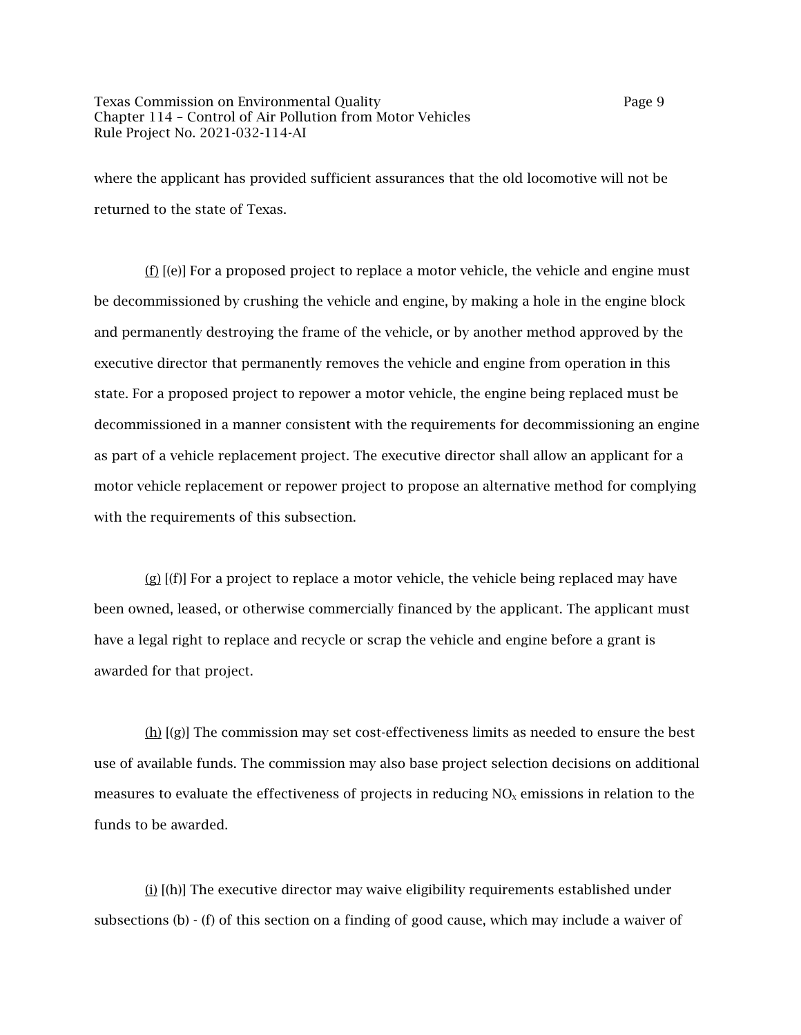where the applicant has provided sufficient assurances that the old locomotive will not be returned to the state of Texas.

(f) [(e)] For a proposed project to replace a motor vehicle, the vehicle and engine must be decommissioned by crushing the vehicle and engine, by making a hole in the engine block and permanently destroying the frame of the vehicle, or by another method approved by the executive director that permanently removes the vehicle and engine from operation in this state. For a proposed project to repower a motor vehicle, the engine being replaced must be decommissioned in a manner consistent with the requirements for decommissioning an engine as part of a vehicle replacement project. The executive director shall allow an applicant for a motor vehicle replacement or repower project to propose an alternative method for complying with the requirements of this subsection.

(g) [(f)] For a project to replace a motor vehicle, the vehicle being replaced may have been owned, leased, or otherwise commercially financed by the applicant. The applicant must have a legal right to replace and recycle or scrap the vehicle and engine before a grant is awarded for that project.

(h) [(g)] The commission may set cost-effectiveness limits as needed to ensure the best use of available funds. The commission may also base project selection decisions on additional measures to evaluate the effectiveness of projects in reducing $NO_x$ emissions in relation to the funds to be awarded.

(i) [(h)] The executive director may waive eligibility requirements established under subsections (b) - (f) of this section on a finding of good cause, which may include a waiver of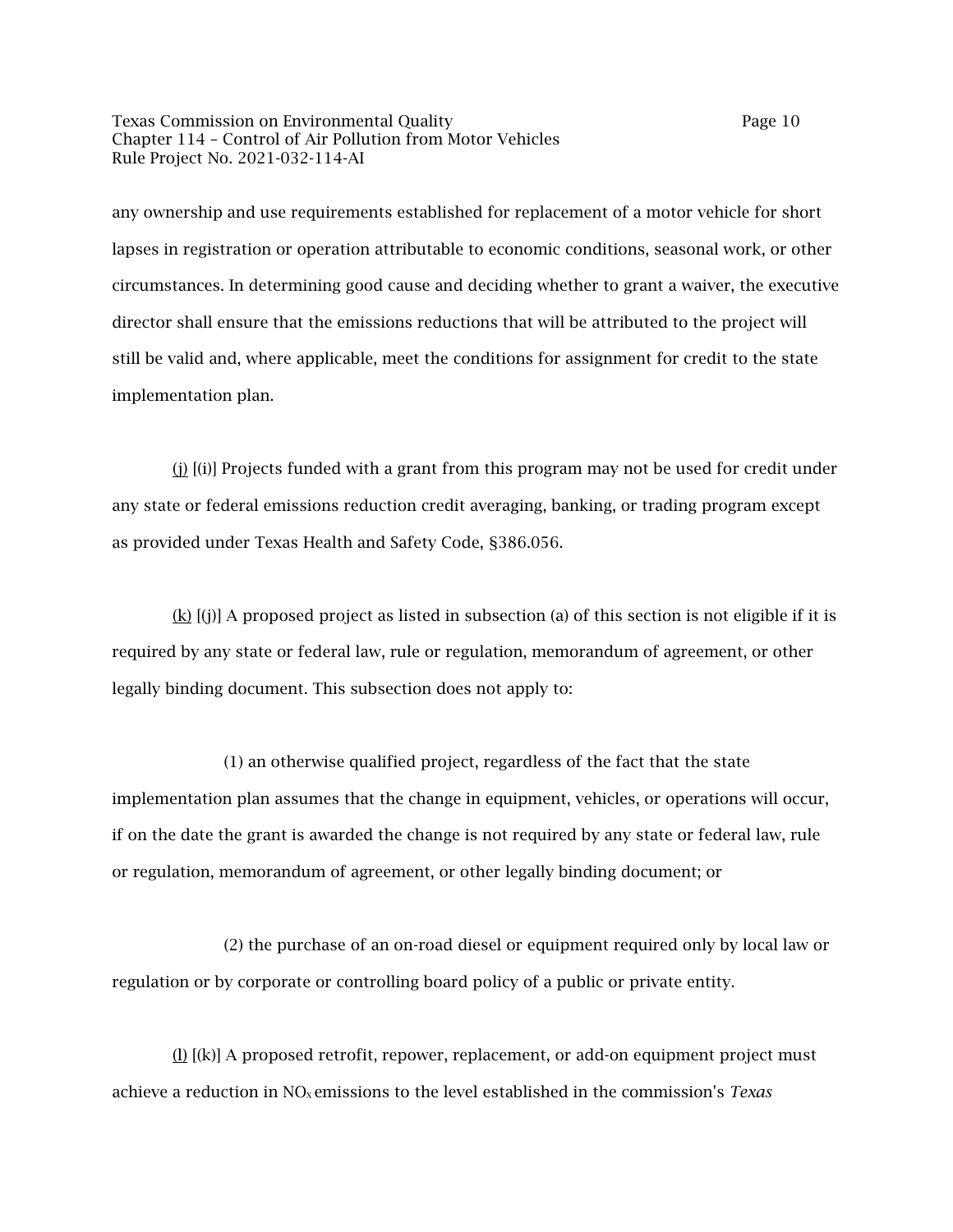any ownership and use requirements established for replacement of a motor vehicle for short lapses in registration or operation attributable to economic conditions, seasonal work, or other circumstances. In determining good cause and deciding whether to grant a waiver, the executive director shall ensure that the emissions reductions that will be attributed to the project will still be valid and, where applicable, meet the conditions for assignment for credit to the state implementation plan.

(j) [(i)] Projects funded with a grant from this program may not be used for credit under any state or federal emissions reduction credit averaging, banking, or trading program except as provided under Texas Health and Safety Code, §386.056.

(k) [(j)] A proposed project as listed in subsection (a) of this section is not eligible if it is required by any state or federal law, rule or regulation, memorandum of agreement, or other legally binding document. This subsection does not apply to:

(1) an otherwise qualified project, regardless of the fact that the state implementation plan assumes that the change in equipment, vehicles, or operations will occur, if on the date the grant is awarded the change is not required by any state or federal law, rule or regulation, memorandum of agreement, or other legally binding document; or

(2) the purchase of an on-road diesel or equipment required only by local law or regulation or by corporate or controlling board policy of a public or private entity.

(l) [(k)] A proposed retrofit, repower, replacement, or add-on equipment project must achieve a reduction in $NO_x$ emissions to the level established in the commission's *Texas*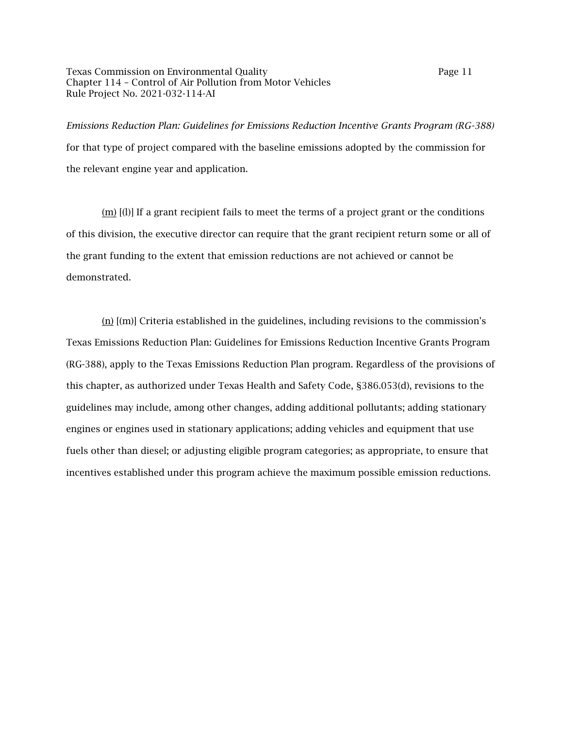*Emissions Reduction Plan: Guidelines for Emissions Reduction Incentive Grants Program (RG-388)* for that type of project compared with the baseline emissions adopted by the commission for the relevant engine year and application.

<u>(m)</u> [(l)] If a grant recipient fails to meet the terms of a project grant or the conditions of this division, the executive director can require that the grant recipient return some or all of the grant funding to the extent that emission reductions are not achieved or cannot be demonstrated.

<u>(n)</u> [(m)] Criteria established in the guidelines, including revisions to the commission's Texas Emissions Reduction Plan: Guidelines for Emissions Reduction Incentive Grants Program (RG-388), apply to the Texas Emissions Reduction Plan program. Regardless of the provisions of this chapter, as authorized under Texas Health and Safety Code, §386.053(d), revisions to the guidelines may include, among other changes, adding additional pollutants; adding stationary engines or engines used in stationary applications; adding vehicles and equipment that use fuels other than diesel; or adjusting eligible program categories; as appropriate, to ensure that incentives established under this program achieve the maximum possible emission reductions.